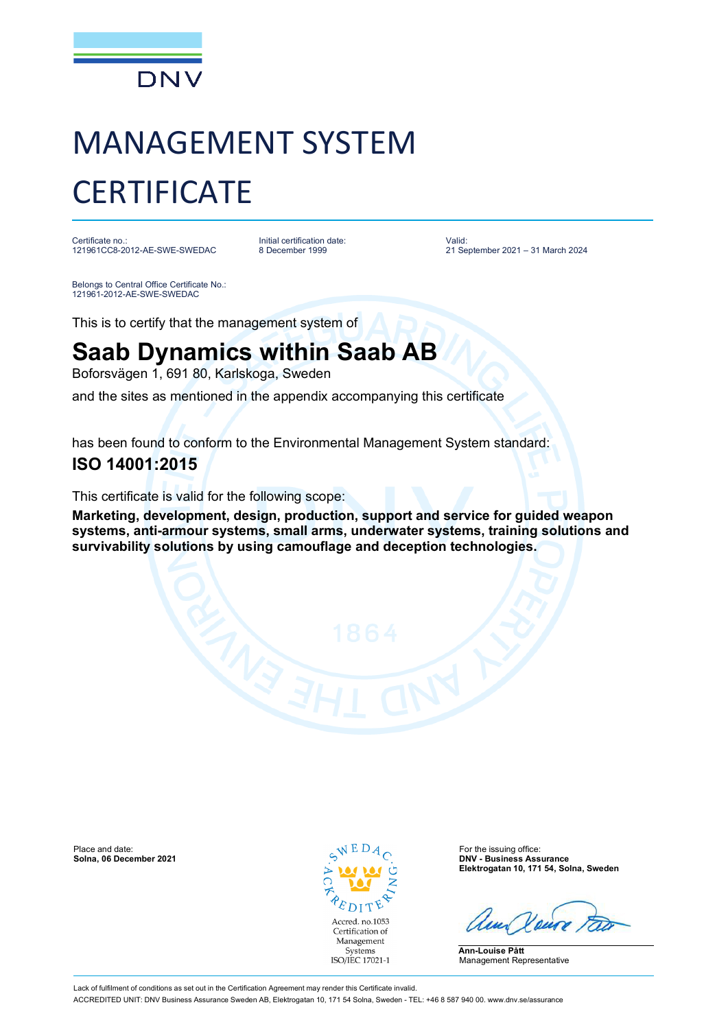DNV

# MANAGEMENT SYSTEM CERTIFICATE

Certificate no.:
121961CC8-2012-AE-SWE-SWEDAC

Initial certification date:
8 December 1999

Valid:
21 September 2021 – 31 March 2024

Belongs to Central Office Certificate No.:
121961-2012-AE-SWE-SWEDAC

This is to certify that the management system of

## Saab Dynamics within Saab AB

Boforsvägen 1, 691 80, Karlskoga, Sweden

and the sites as mentioned in the appendix accompanying this certificate

has been found to conform to the Environmental Management System standard:

### ISO 14001:2015

This certificate is valid for the following scope:

**Marketing, development, design, production, support and service for guided weapon systems, anti-armour systems, small arms, underwater systems, training solutions and survivability solutions by using camouflage and deception technologies.**

Place and date:
**Solna, 06 December 2021**

SWEDAC ACKREDITERING
Accred. no.1053
Certification of Management Systems
ISO/IEC 17021-1

For the issuing office:
**DNV - Business Assurance**
**Elektrogatan 10, 171 54, Solna, Sweden**

**Ann-Louise Pått**
Management Representative

Lack of fulfilment of conditions as set out in the Certification Agreement may render this Certificate invalid.
ACCREDITED UNIT: DNV Business Assurance Sweden AB, Elektrogatan 10, 171 54 Solna, Sweden - TEL: +46 8 587 940 00. www.dnv.se/assurance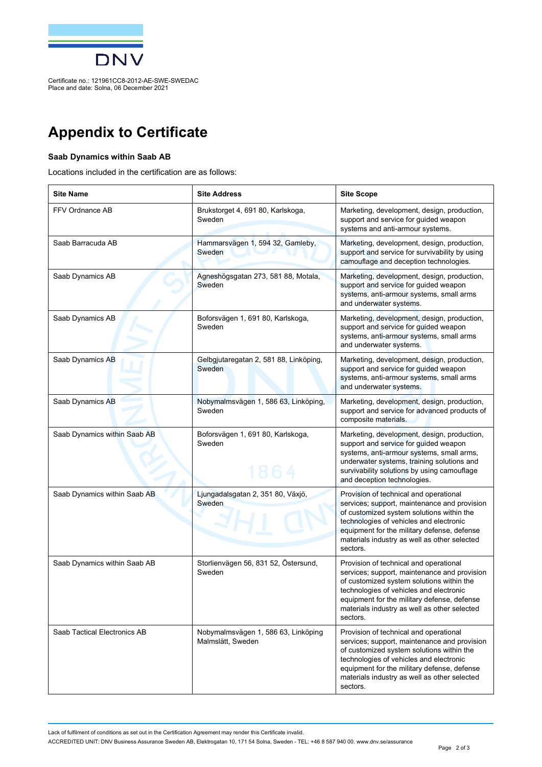Certificate no.: 121961CC8-2012-AE-SWE-SWEDAC
Place and date: Solna, 06 December 2021

# Appendix to Certificate

**Saab Dynamics within Saab AB**

Locations included in the certification are as follows:

| Site Name | Site Address | Site Scope |
|---|---|---|
| FFV Ordnance AB | Brukstorget 4, 691 80, Karlskoga, Sweden | Marketing, development, design, production, support and service for guided weapon systems and anti-armour systems. |
| Saab Barracuda AB | Hammarsvägen 1, 594 32, Gamleby, Sweden | Marketing, development, design, production, support and service for survivability by using camouflage and deception technologies. |
| Saab Dynamics AB | Agneshögsgatan 273, 581 88, Motala, Sweden | Marketing, development, design, production, support and service for guided weapon systems, anti-armour systems, small arms and underwater systems. |
| Saab Dynamics AB | Boforsvägen 1, 691 80, Karlskoga, Sweden | Marketing, development, design, production, support and service for guided weapon systems, anti-armour systems, small arms and underwater systems. |
| Saab Dynamics AB | Gelbgjutaregatan 2, 581 88, Linköping, Sweden | Marketing, development, design, production, support and service for guided weapon systems, anti-armour systems, small arms and underwater systems. |
| Saab Dynamics AB | Nobymalmsvägen 1, 586 63, Linköping, Sweden | Marketing, development, design, production, support and service for advanced products of composite materials. |
| Saab Dynamics within Saab AB | Boforsvägen 1, 691 80, Karlskoga, Sweden | Marketing, development, design, production, support and service for guided weapon systems, anti-armour systems, small arms, underwater systems, training solutions and survivability solutions by using camouflage and deception technologies. |
| Saab Dynamics within Saab AB | Ljungadalsgatan 2, 351 80, Växjö, Sweden | Provision of technical and operational services; support, maintenance and provision of customized system solutions within the technologies of vehicles and electronic equipment for the military defense, defense materials industry as well as other selected sectors. |
| Saab Dynamics within Saab AB | Storlienvägen 56, 831 52, Östersund, Sweden | Provision of technical and operational services; support, maintenance and provision of customized system solutions within the technologies of vehicles and electronic equipment for the military defense, defense materials industry as well as other selected sectors. |
| Saab Tactical Electronics AB | Nobymalmsvägen 1, 586 63, Linköping Malmslätt, Sweden | Provision of technical and operational services; support, maintenance and provision of customized system solutions within the technologies of vehicles and electronic equipment for the military defense, defense materials industry as well as other selected sectors. |

Lack of fulfilment of conditions as set out in the Certification Agreement may render this Certificate invalid.

ACCREDITED UNIT: DNV Business Assurance Sweden AB, Elektrogatan 10, 171 54 Solna, Sweden - TEL: +46 8 587 940 00. www.dnv.se/assurance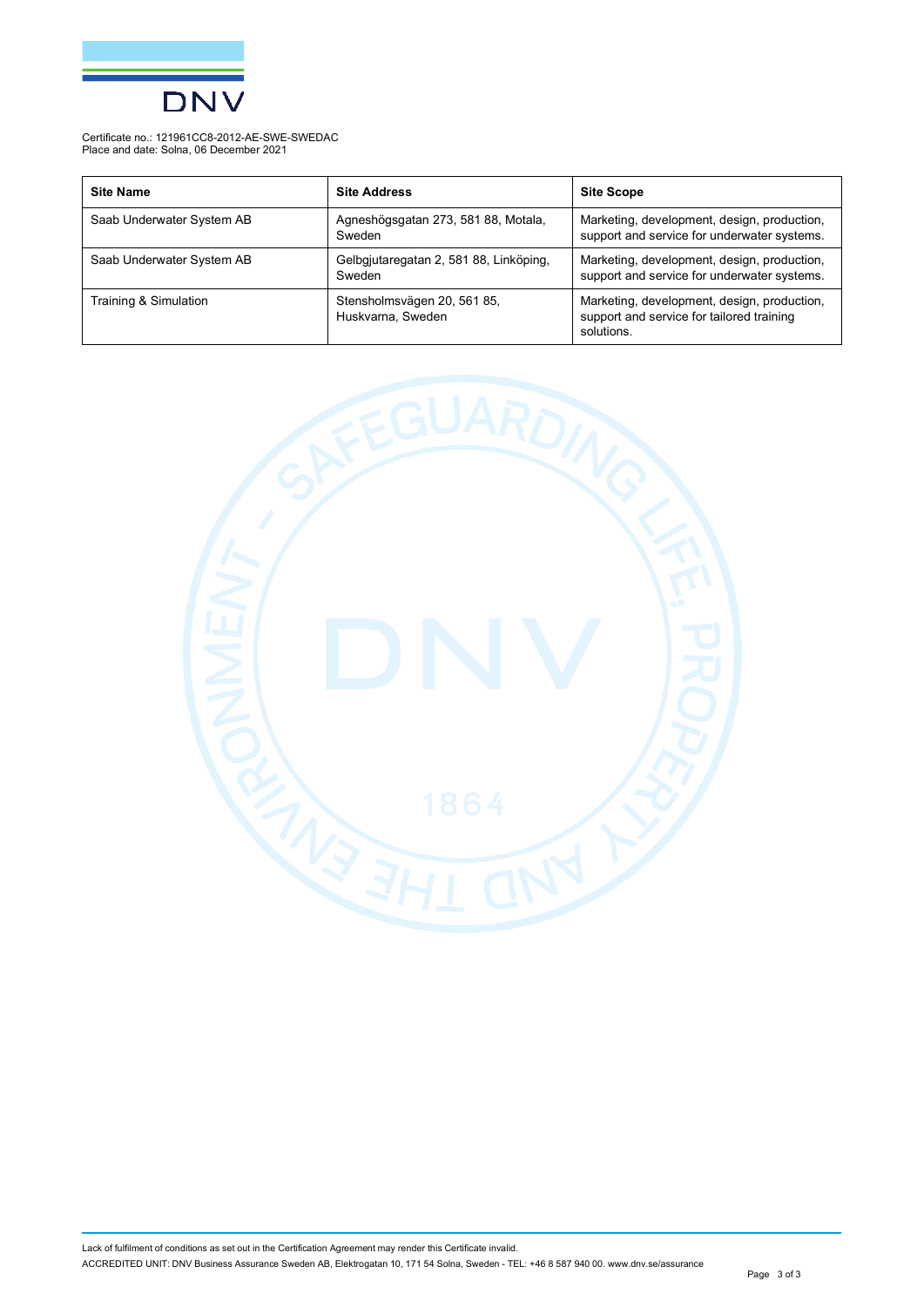Certificate no.: 121961CC8-2012-AE-SWE-SWEDAC
Place and date: Solna, 06 December 2021

| Site Name | Site Address | Site Scope |
|---|---|---|
| Saab Underwater System AB | Agneshögsgatan 273, 581 88, Motala, Sweden | Marketing, development, design, production, support and service for underwater systems. |
| Saab Underwater System AB | Gelbgjutaregatan 2, 581 88, Linköping, Sweden | Marketing, development, design, production, support and service for underwater systems. |
| Training & Simulation | Stensholmsvägen 20, 561 85, Huskvarna, Sweden | Marketing, development, design, production, support and service for tailored training solutions. |

Lack of fulfilment of conditions as set out in the Certification Agreement may render this Certificate invalid.

ACCREDITED UNIT: DNV Business Assurance Sweden AB, Elektrogatan 10, 171 54 Solna, Sweden - TEL: +46 8 587 940 00. www.dnv.se/assurance